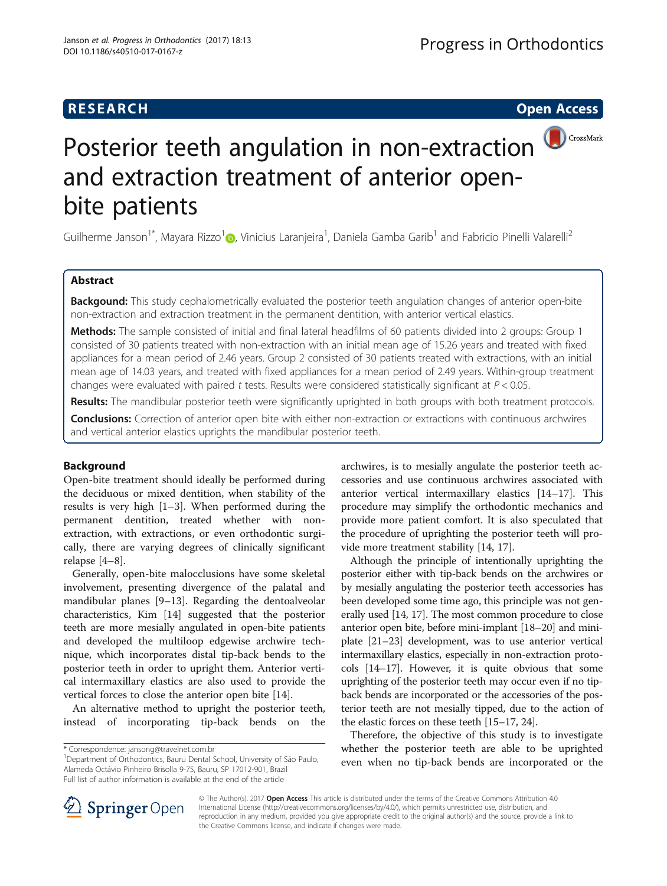RESEARCH Open Access

# Posterior teeth angulation in non-extraction and extraction treatment of anterior open-bite patients

Guilherme Janson[1*], Mayara Rizzo[1], Vinicius Laranjeira[1], Daniela Gamba Garib[1] and Fabricio Pinelli Valarelli[2]

## Abstract

**Backgound:** This study cephalometrically evaluated the posterior teeth angulation changes of anterior open-bite non-extraction and extraction treatment in the permanent dentition, with anterior vertical elastics.

**Methods:** The sample consisted of initial and final lateral headfilms of 60 patients divided into 2 groups: Group 1 consisted of 30 patients treated with non-extraction with an initial mean age of 15.26 years and treated with fixed appliances for a mean period of 2.46 years. Group 2 consisted of 30 patients treated with extractions, with an initial mean age of 14.03 years, and treated with fixed appliances for a mean period of 2.49 years. Within-group treatment changes were evaluated with paired *t* tests. Results were considered statistically significant at $P < 0.05$.

**Results:** The mandibular posterior teeth were significantly uprighted in both groups with both treatment protocols.

**Conclusions:** Correction of anterior open bite with either non-extraction or extractions with continuous archwires and vertical anterior elastics uprights the mandibular posterior teeth.

## Background

Open-bite treatment should ideally be performed during the deciduous or mixed dentition, when stability of the results is very high [1–3]. When performed during the permanent dentition, treated whether with non-extraction, with extractions, or even orthodontic surgically, there are varying degrees of clinically significant relapse [4–8].

Generally, open-bite malocclusions have some skeletal involvement, presenting divergence of the palatal and mandibular planes [9–13]. Regarding the dentoalveolar characteristics, Kim [14] suggested that the posterior teeth are more mesially angulated in open-bite patients and developed the multiloop edgewise archwire technique, which incorporates distal tip-back bends to the posterior teeth in order to upright them. Anterior vertical intermaxillary elastics are also used to provide the vertical forces to close the anterior open bite [14].

An alternative method to upright the posterior teeth, instead of incorporating tip-back bends on the archwires, is to mesially angulate the posterior teeth accessories and use continuous archwires associated with anterior vertical intermaxillary elastics [14–17]. This procedure may simplify the orthodontic mechanics and provide more patient comfort. It is also speculated that the procedure of uprighting the posterior teeth will provide more treatment stability [14, 17].

Although the principle of intentionally uprighting the posterior either with tip-back bends on the archwires or by mesially angulating the posterior teeth accessories has been developed some time ago, this principle was not generally used [14, 17]. The most common procedure to close anterior open bite, before mini-implant [18–20] and miniplate [21–23] development, was to use anterior vertical intermaxillary elastics, especially in non-extraction protocols [14–17]. However, it is quite obvious that some uprighting of the posterior teeth may occur even if no tip-back bends are incorporated or the accessories of the posterior teeth are not mesially tipped, due to the action of the elastic forces on these teeth [15–17, 24].

Therefore, the objective of this study is to investigate whether the posterior teeth are able to be uprighted even when no tip-back bends are incorporated or the

\* Correspondence: jansong@travelnet.com.br
[1]Department of Orthodontics, Bauru Dental School, University of São Paulo, Alameda Octávio Pinheiro Brisolla 9-75, Bauru, SP 17012-901, Brazil
Full list of author information is available at the end of the article

© The Author(s). 2017 **Open Access** This article is distributed under the terms of the Creative Commons Attribution 4.0 International License (http://creativecommons.org/licenses/by/4.0/), which permits unrestricted use, distribution, and reproduction in any medium, provided you give appropriate credit to the original author(s) and the source, provide a link to the Creative Commons license, and indicate if changes were made.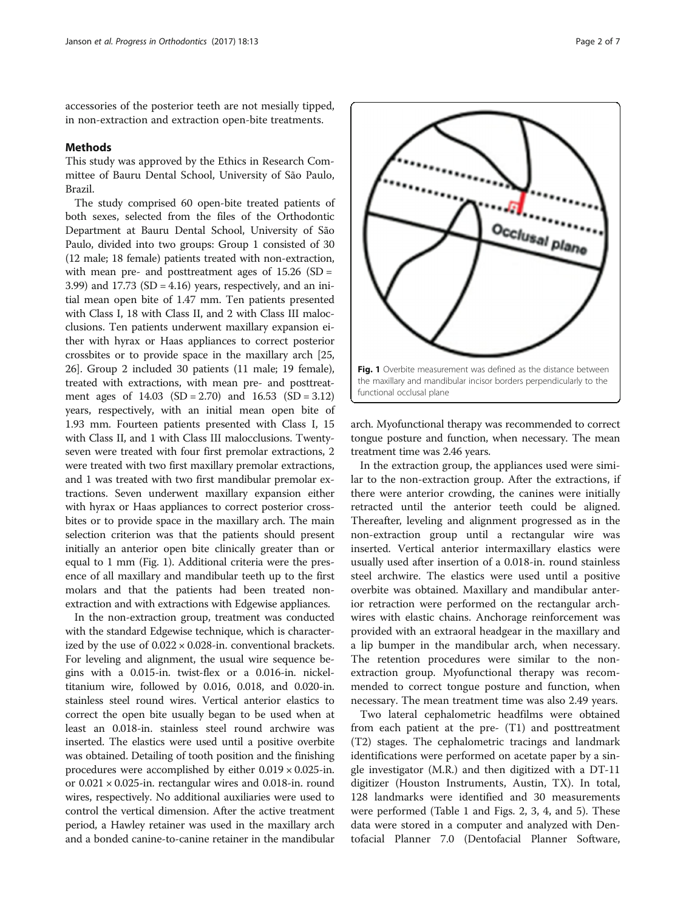accessories of the posterior teeth are not mesially tipped, in non-extraction and extraction open-bite treatments.

## Methods

This study was approved by the Ethics in Research Committee of Bauru Dental School, University of São Paulo, Brazil.

The study comprised 60 open-bite treated patients of both sexes, selected from the files of the Orthodontic Department at Bauru Dental School, University of São Paulo, divided into two groups: Group 1 consisted of 30 (12 male; 18 female) patients treated with non-extraction, with mean pre- and posttreatment ages of 15.26 (SD = 3.99) and 17.73 (SD = 4.16) years, respectively, and an initial mean open bite of 1.47 mm. Ten patients presented with Class I, 18 with Class II, and 2 with Class III malocclusions. Ten patients underwent maxillary expansion either with hyrax or Haas appliances to correct posterior crossbites or to provide space in the maxillary arch [25, 26]. Group 2 included 30 patients (11 male; 19 female), treated with extractions, with mean pre- and posttreatment ages of 14.03 (SD = 2.70) and 16.53 (SD = 3.12) years, respectively, with an initial mean open bite of 1.93 mm. Fourteen patients presented with Class I, 15 with Class II, and 1 with Class III malocclusions. Twenty-seven were treated with four first premolar extractions, 2 were treated with two first maxillary premolar extractions, and 1 was treated with two first mandibular premolar extractions. Seven underwent maxillary expansion either with hyrax or Haas appliances to correct posterior crossbites or to provide space in the maxillary arch. The main selection criterion was that the patients should present initially an anterior open bite clinically greater than or equal to 1 mm (Fig. 1). Additional criteria were the presence of all maxillary and mandibular teeth up to the first molars and that the patients had been treated non-extraction and with extractions with Edgewise appliances.

In the non-extraction group, treatment was conducted with the standard Edgewise technique, which is characterized by the use of 0.022 × 0.028-in. conventional brackets. For leveling and alignment, the usual wire sequence begins with a 0.015-in. twist-flex or a 0.016-in. nickel-titanium wire, followed by 0.016, 0.018, and 0.020-in. stainless steel round wires. Vertical anterior elastics to correct the open bite usually began to be used when at least an 0.018-in. stainless steel round archwire was inserted. The elastics were used until a positive overbite was obtained. Detailing of tooth position and the finishing procedures were accomplished by either 0.019 × 0.025-in. or 0.021 × 0.025-in. rectangular wires and 0.018-in. round wires, respectively. No additional auxiliaries were used to control the vertical dimension. After the active treatment period, a Hawley retainer was used in the maxillary arch and a bonded canine-to-canine retainer in the mandibular arch. Myofunctional therapy was recommended to correct tongue posture and function, when necessary. The mean treatment time was 2.46 years.

Fig. 1 Overbite measurement was defined as the distance between the maxillary and mandibular incisor borders perpendicularly to the functional occlusal plane

In the extraction group, the appliances used were similar to the non-extraction group. After the extractions, if there were anterior crowding, the canines were initially retracted until the anterior teeth could be aligned. Thereafter, leveling and alignment progressed as in the non-extraction group until a rectangular wire was inserted. Vertical anterior intermaxillary elastics were usually used after insertion of a 0.018-in. round stainless steel archwire. The elastics were used until a positive overbite was obtained. Maxillary and mandibular anterior retraction were performed on the rectangular archwires with elastic chains. Anchorage reinforcement was provided with an extraoral headgear in the maxillary and a lip bumper in the mandibular arch, when necessary. The retention procedures were similar to the non-extraction group. Myofunctional therapy was recommended to correct tongue posture and function, when necessary. The mean treatment time was also 2.49 years.

Two lateral cephalometric headfilms were obtained from each patient at the pre- (T1) and posttreatment (T2) stages. The cephalometric tracings and landmark identifications were performed on acetate paper by a single investigator (M.R.) and then digitized with a DT-11 digitizer (Houston Instruments, Austin, TX). In total, 128 landmarks were identified and 30 measurements were performed (Table 1 and Figs. 2, 3, 4, and 5). These data were stored in a computer and analyzed with Dentofacial Planner 7.0 (Dentofacial Planner Software,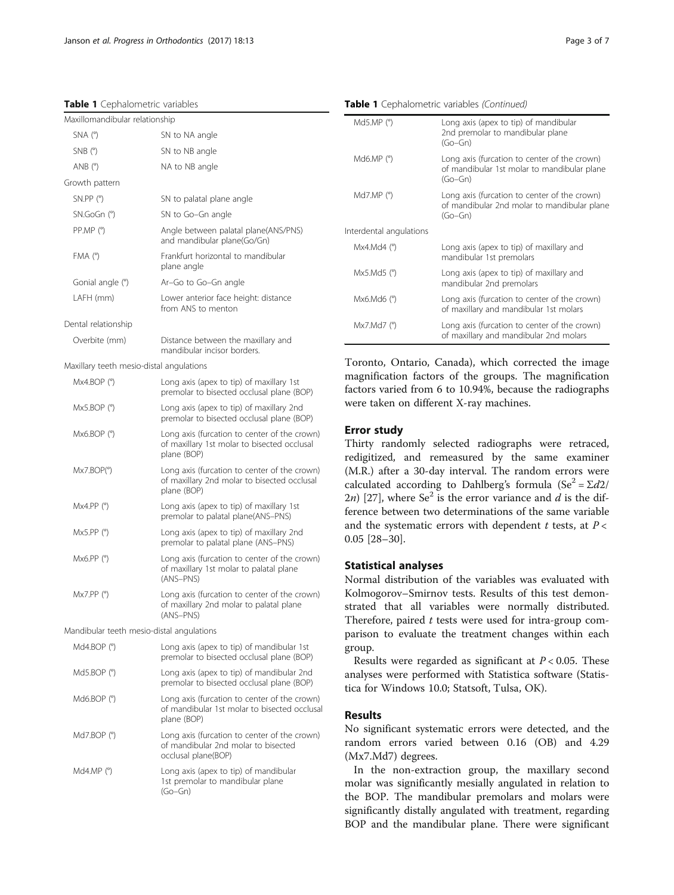**Table 1** Cephalometric variables

| | |
|---|---|
| Maxillomandibular relationship | |
| SNA (°) | SN to NA angle |
| SNB (°) | SN to NB angle |
| ANB (°) | NA to NB angle |
| Growth pattern | |
| SN.PP (°) | SN to palatal plane angle |
| SN.GoGn (°) | SN to Go–Gn angle |
| PP.MP (°) | Angle between palatal plane(ANS/PNS) and mandibular plane(Go/Gn) |
| FMA (°) | Frankfurt horizontal to mandibular plane angle |
| Gonial angle (°) | Ar–Go to Go–Gn angle |
| LAFH (mm) | Lower anterior face height: distance from ANS to menton |
| Dental relationship | |
| Overbite (mm) | Distance between the maxillary and mandibular incisor borders. |
| Maxillary teeth mesio-distal angulations | |
| Mx4.BOP (°) | Long axis (apex to tip) of maxillary 1st premolar to bisected occlusal plane (BOP) |
| Mx5.BOP (°) | Long axis (apex to tip) of maxillary 2nd premolar to bisected occlusal plane (BOP) |
| Mx6.BOP (°) | Long axis (furcation to center of the crown) of maxillary 1st molar to bisected occlusal plane (BOP) |
| Mx7.BOP(°) | Long axis (furcation to center of the crown) of maxillary 2nd molar to bisected occlusal plane (BOP) |
| Mx4.PP (°) | Long axis (apex to tip) of maxillary 1st premolar to palatal plane(ANS–PNS) |
| Mx5.PP (°) | Long axis (apex to tip) of maxillary 2nd premolar to palatal plane (ANS–PNS) |
| Mx6.PP (°) | Long axis (furcation to center of the crown) of maxillary 1st molar to palatal plane (ANS–PNS) |
| Mx7.PP (°) | Long axis (furcation to center of the crown) of maxillary 2nd molar to palatal plane (ANS–PNS) |
| Mandibular teeth mesio-distal angulations | |
| Md4.BOP (°) | Long axis (apex to tip) of mandibular 1st premolar to bisected occlusal plane (BOP) |
| Md5.BOP (°) | Long axis (apex to tip) of mandibular 2nd premolar to bisected occlusal plane (BOP) |
| Md6.BOP (°) | Long axis (furcation to center of the crown) of mandibular 1st molar to bisected occlusal plane (BOP) |
| Md7.BOP (°) | Long axis (furcation to center of the crown) of mandibular 2nd molar to bisected occlusal plane(BOP) |
| Md4.MP (°) | Long axis (apex to tip) of mandibular 1st premolar to mandibular plane (Go–Gn) |
| Md5.MP (°) | Long axis (apex to tip) of mandibular 2nd premolar to mandibular plane (Go–Gn) |
| Md6.MP (°) | Long axis (furcation to center of the crown) of mandibular 1st molar to mandibular plane (Go–Gn) |
| Md7.MP (°) | Long axis (furcation to center of the crown) of mandibular 2nd molar to mandibular plane (Go–Gn) |
| Interdental angulations | |
| Mx4.Md4 (°) | Long axis (apex to tip) of maxillary and mandibular 1st premolars |
| Mx5.Md5 (°) | Long axis (apex to tip) of maxillary and mandibular 2nd premolars |
| Mx6.Md6 (°) | Long axis (furcation to center of the crown) of maxillary and mandibular 1st molars |
| Mx7.Md7 (°) | Long axis (furcation to center of the crown) of maxillary and mandibular 2nd molars |

Toronto, Ontario, Canada), which corrected the image magnification factors of the groups. The magnification factors varied from 6 to 10.94%, because the radiographs were taken on different X-ray machines.

## Error study

Thirty randomly selected radiographs were retraced, redigitized, and remeasured by the same examiner (M.R.) after a 30-day interval. The random errors were calculated according to Dahlberg's formula ($Se^2 = \Sigma d2/2n$) [27], where $Se^2$ is the error variance and $d$ is the difference between two determinations of the same variable and the systematic errors with dependent $t$ tests, at $P < 0.05$ [28–30].

## Statistical analyses

Normal distribution of the variables was evaluated with Kolmogorov–Smirnov tests. Results of this test demonstrated that all variables were normally distributed. Therefore, paired $t$ tests were used for intra-group comparison to evaluate the treatment changes within each group.

Results were regarded as significant at $P < 0.05$. These analyses were performed with Statistica software (Statistica for Windows 10.0; Statsoft, Tulsa, OK).

## Results

No significant systematic errors were detected, and the random errors varied between 0.16 (OB) and 4.29 (Mx7.Md7) degrees.

In the non-extraction group, the maxillary second molar was significantly mesially angulated in relation to the BOP. The mandibular premolars and molars were significantly distally angulated with treatment, regarding BOP and the mandibular plane. There were significant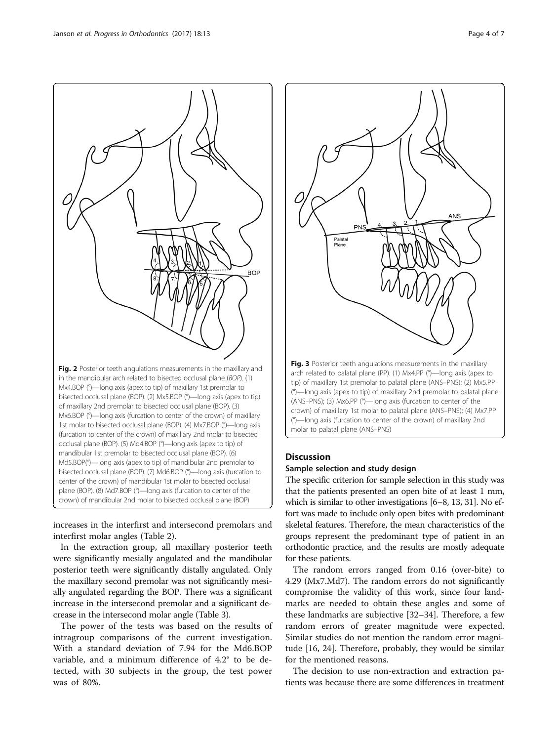Fig. 2 Posterior teeth angulations measurements in the maxillary and in the mandibular arch related to bisected occlusal plane (*BOP*). (1) Mx4.BOP (°)—long axis (apex to tip) of maxillary 1st premolar to bisected occlusal plane (BOP). (2) Mx5.BOP (°)—long axis (apex to tip) of maxillary 2nd premolar to bisected occlusal plane (BOP). (3) Mx6.BOP (°)—long axis (furcation to center of the crown) of maxillary 1st molar to bisected occlusal plane (BOP). (4) Mx7.BOP (°)—long axis (furcation to center of the crown) of maxillary 2nd molar to bisected occlusal plane (BOP). (5) Md4.BOP (°)—long axis (apex to tip) of mandibular 1st premolar to bisected occlusal plane (BOP). (6) Md5.BOP(°)—long axis (apex to tip) of mandibular 2nd premolar to bisected occlusal plane (BOP). (7) Md6.BOP (°)—long axis (furcation to center of the crown) of mandibular 1st molar to bisected occlusal plane (BOP). (8) Md7.BOP (°)—long axis (furcation to center of the crown) of mandibular 2nd molar to bisected occlusal plane (BOP)

Fig. 3 Posterior teeth angulations measurements in the maxillary arch related to palatal plane (PP). (1) Mx4.PP (°)—long axis (apex to tip) of maxillary 1st premolar to palatal plane (ANS–PNS); (2) Mx5.PP (°)—long axis (apex to tip) of maxillary 2nd premolar to palatal plane (ANS–PNS); (3) Mx6.PP (°)—long axis (furcation to center of the crown) of maxillary 1st molar to palatal plane (ANS–PNS); (4) Mx7.PP (°)—long axis (furcation to center of the crown) of maxillary 2nd molar to palatal plane (ANS–PNS)

increases in the interfirst and intersecond premolars and interfirst molar angles (Table 2).

In the extraction group, all maxillary posterior teeth were significantly mesially angulated and the mandibular posterior teeth were significantly distally angulated. Only the maxillary second premolar was not significantly mesially angulated regarding the BOP. There was a significant increase in the intersecond premolar and a significant decrease in the intersecond molar angle (Table 3).

The power of the tests was based on the results of intragroup comparisons of the current investigation. With a standard deviation of 7.94 for the Md6.BOP variable, and a minimum difference of 4.2° to be detected, with 30 subjects in the group, the test power was of 80%.

## Discussion

### Sample selection and study design

The specific criterion for sample selection in this study was that the patients presented an open bite of at least 1 mm, which is similar to other investigations [6–8, 13, 31]. No effort was made to include only open bites with predominant skeletal features. Therefore, the mean characteristics of the groups represent the predominant type of patient in an orthodontic practice, and the results are mostly adequate for these patients.

The random errors ranged from 0.16 (over-bite) to 4.29 (Mx7.Md7). The random errors do not significantly compromise the validity of this work, since four landmarks are needed to obtain these angles and some of these landmarks are subjective [32–34]. Therefore, a few random errors of greater magnitude were expected. Similar studies do not mention the random error magnitude [16, 24]. Therefore, probably, they would be similar for the mentioned reasons.

The decision to use non-extraction and extraction patients was because there are some differences in treatment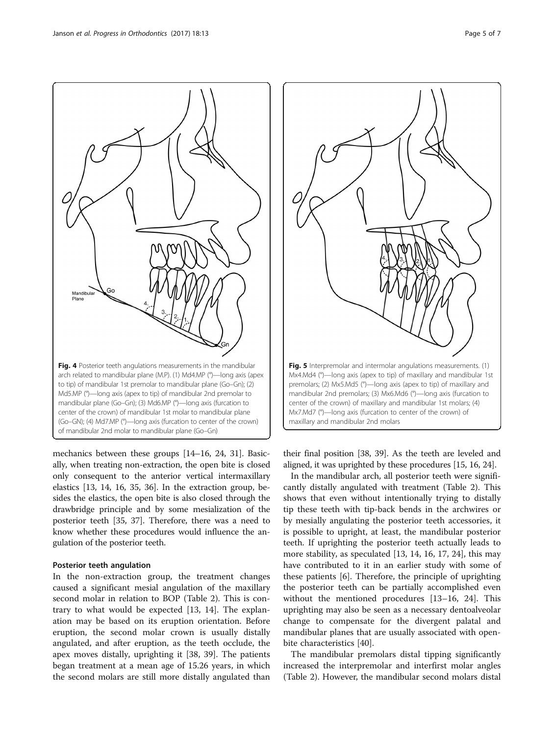**Fig. 4** Posterior teeth angulations measurements in the mandibular arch related to mandibular plane (M.P). (1) Md4.MP (°)—long axis (apex to tip) of mandibular 1st premolar to mandibular plane (Go–Gn); (2) Md5.MP (°)—long axis (apex to tip) of mandibular 2nd premolar to mandibular plane (Go–Gn); (3) Md6.MP (°)—long axis (furcation to center of the crown) of mandibular 1st molar to mandibular plane (Go–Gn); (4) Md7.MP (°)—long axis (furcation to center of the crown) of mandibular 2nd molar to mandibular plane (Go–Gn)

**Fig. 5** Interpremolar and intermolar angulations measurements. (1) Mx4.Md4 (°)—long axis (apex to tip) of maxillary and mandibular 1st premolars; (2) Mx5.Md5 (°)—long axis (apex to tip) of maxillary and mandibular 2nd premolars; (3) Mx6.Md6 (°)—long axis (furcation to center of the crown) of maxillary and mandibular 1st molars; (4) Mx7.Md7 (°)—long axis (furcation to center of the crown) of maxillary and mandibular 2nd molars

mechanics between these groups [14–16, 24, 31]. Basically, when treating non-extraction, the open bite is closed only consequent to the anterior vertical intermaxillary elastics [13, 14, 16, 35, 36]. In the extraction group, besides the elastics, the open bite is also closed through the drawbridge principle and by some mesialization of the posterior teeth [35, 37]. Therefore, there was a need to know whether these procedures would influence the angulation of the posterior teeth.

### Posterior teeth angulation

In the non-extraction group, the treatment changes caused a significant mesial angulation of the maxillary second molar in relation to BOP (Table 2). This is contrary to what would be expected [13, 14]. The explanation may be based on its eruption orientation. Before eruption, the second molar crown is usually distally angulated, and after eruption, as the teeth occlude, the apex moves distally, uprighting it [38, 39]. The patients began treatment at a mean age of 15.26 years, in which the second molars are still more distally angulated than their final position [38, 39]. As the teeth are leveled and aligned, it was uprighted by these procedures [15, 16, 24].

In the mandibular arch, all posterior teeth were significantly distally angulated with treatment (Table 2). This shows that even without intentionally trying to distally tip these teeth with tip-back bends in the archwires or by mesially angulating the posterior teeth accessories, it is possible to upright, at least, the mandibular posterior teeth. If uprighting the posterior teeth actually leads to more stability, as speculated [13, 14, 16, 17, 24], this may have contributed to it in an earlier study with some of these patients [6]. Therefore, the principle of uprighting the posterior teeth can be partially accomplished even without the mentioned procedures [13–16, 24]. This uprighting may also be seen as a necessary dentoalveolar change to compensate for the divergent palatal and mandibular planes that are usually associated with open-bite characteristics [40].

The mandibular premolars distal tipping significantly increased the interpremolar and interfirst molar angles (Table 2). However, the mandibular second molars distal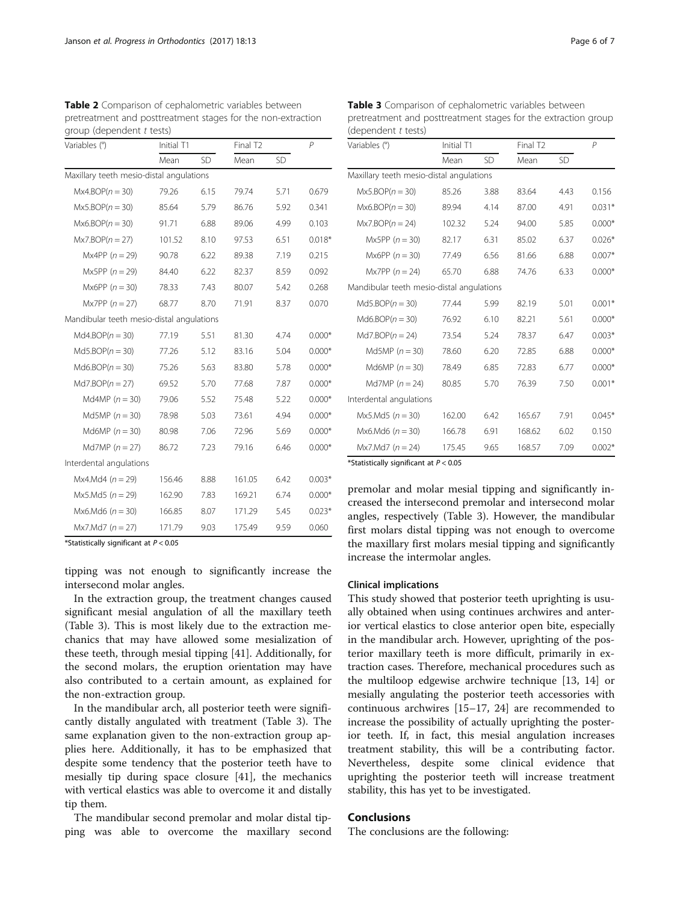**Table 2** Comparison of cephalometric variables between pretreatment and posttreatment stages for the non-extraction group (dependent *t* tests)

| Variables (°) | Initial T1 | | Final T2 | | *P* |
|---|---|---|---|---|---|
| | Mean | SD | Mean | SD | |
| Maxillary teeth mesio-distal angulations | | | | | |
| Mx4.BOP(n = 30) | 79.26 | 6.15 | 79.74 | 5.71 | 0.679 |
| Mx5.BOP(n = 30) | 85.64 | 5.79 | 86.76 | 5.92 | 0.341 |
| Mx6.BOP(n = 30) | 91.71 | 6.88 | 89.06 | 4.99 | 0.103 |
| Mx7.BOP(n = 27) | 101.52 | 8.10 | 97.53 | 6.51 | 0.018* |
| Mx4PP (n = 29) | 90.78 | 6.22 | 89.38 | 7.19 | 0.215 |
| Mx5PP (n = 29) | 84.40 | 6.22 | 82.37 | 8.59 | 0.092 |
| Mx6PP (n = 30) | 78.33 | 7.43 | 80.07 | 5.42 | 0.268 |
| Mx7PP (n = 27) | 68.77 | 8.70 | 71.91 | 8.37 | 0.070 |
| Mandibular teeth mesio-distal angulations | | | | | |
| Md4.BOP(n = 30) | 77.19 | 5.51 | 81.30 | 4.74 | 0.000* |
| Md5.BOP(n = 30) | 77.26 | 5.12 | 83.16 | 5.04 | 0.000* |
| Md6.BOP(n = 30) | 75.26 | 5.63 | 83.80 | 5.78 | 0.000* |
| Md7.BOP(n = 27) | 69.52 | 5.70 | 77.68 | 7.87 | 0.000* |
| Md4MP (n = 30) | 79.06 | 5.52 | 75.48 | 5.22 | 0.000* |
| Md5MP (n = 30) | 78.98 | 5.03 | 73.61 | 4.94 | 0.000* |
| Md6MP (n = 30) | 80.98 | 7.06 | 72.96 | 5.69 | 0.000* |
| Md7MP (n = 27) | 86.72 | 7.23 | 79.16 | 6.46 | 0.000* |
| Interdental angulations | | | | | |
| Mx4.Md4 (n = 29) | 156.46 | 8.88 | 161.05 | 6.42 | 0.003* |
| Mx5.Md5 (n = 29) | 162.90 | 7.83 | 169.21 | 6.74 | 0.000* |
| Mx6.Md6 (n = 30) | 166.85 | 8.07 | 171.29 | 5.45 | 0.023* |
| Mx7.Md7 (n = 27) | 171.79 | 9.03 | 175.49 | 9.59 | 0.060 |

*Statistically significant at $P < 0.05$

tipping was not enough to significantly increase the intersecond molar angles.

In the extraction group, the treatment changes caused significant mesial angulation of all the maxillary teeth (Table 3). This is most likely due to the extraction mechanics that may have allowed some mesialization of these teeth, through mesial tipping [41]. Additionally, for the second molars, the eruption orientation may have also contributed to a certain amount, as explained for the non-extraction group.

In the mandibular arch, all posterior teeth were significantly distally angulated with treatment (Table 3). The same explanation given to the non-extraction group applies here. Additionally, it has to be emphasized that despite some tendency that the posterior teeth have to mesially tip during space closure [41], the mechanics with vertical elastics was able to overcome it and distally tip them.

The mandibular second premolar and molar distal tipping was able to overcome the maxillary second premolar and molar mesial tipping and significantly increased the intersecond premolar and intersecond molar angles, respectively (Table 3). However, the mandibular first molars distal tipping was not enough to overcome the maxillary first molars mesial tipping and significantly increase the intermolar angles.

**Table 3** Comparison of cephalometric variables between pretreatment and posttreatment stages for the extraction group (dependent *t* tests)

| Variables (°) | Initial T1 | | Final T2 | | *P* |
|---|---|---|---|---|---|
| | Mean | SD | Mean | SD | |
| Maxillary teeth mesio-distal angulations | | | | | |
| Mx5.BOP(n = 30) | 85.26 | 3.88 | 83.64 | 4.43 | 0.156 |
| Mx6.BOP(n = 30) | 89.94 | 4.14 | 87.00 | 4.91 | 0.031* |
| Mx7.BOP(n = 24) | 102.32 | 5.24 | 94.00 | 5.85 | 0.000* |
| Mx5PP (n = 30) | 82.17 | 6.31 | 85.02 | 6.37 | 0.026* |
| Mx6PP (n = 30) | 77.49 | 6.56 | 81.66 | 6.88 | 0.007* |
| Mx7PP (n = 24) | 65.70 | 6.88 | 74.76 | 6.33 | 0.000* |
| Mandibular teeth mesio-distal angulations | | | | | |
| Md5.BOP(n = 30) | 77.44 | 5.99 | 82.19 | 5.01 | 0.001* |
| Md6.BOP(n = 30) | 76.92 | 6.10 | 82.21 | 5.61 | 0.000* |
| Md7.BOP(n = 24) | 73.54 | 5.24 | 78.37 | 6.47 | 0.003* |
| Md5MP (n = 30) | 78.60 | 6.20 | 72.85 | 6.88 | 0.000* |
| Md6MP (n = 30) | 78.49 | 6.85 | 72.83 | 6.77 | 0.000* |
| Md7MP (n = 24) | 80.85 | 5.70 | 76.39 | 7.50 | 0.001* |
| Interdental angulations | | | | | |
| Mx5.Md5 (n = 30) | 162.00 | 6.42 | 165.67 | 7.91 | 0.045* |
| Mx6.Md6 (n = 30) | 166.78 | 6.91 | 168.62 | 6.02 | 0.150 |
| Mx7.Md7 (n = 24) | 175.45 | 9.65 | 168.57 | 7.09 | 0.002* |

*Statistically significant at $P < 0.05$

### Clinical implications

This study showed that posterior teeth uprighting is usually obtained when using continues archwires and anterior vertical elastics to close anterior open bite, especially in the mandibular arch. However, uprighting of the posterior maxillary teeth is more difficult, primarily in extraction cases. Therefore, mechanical procedures such as the multiloop edgewise archwire technique [13, 14] or mesially angulating the posterior teeth accessories with continuous archwires [15–17, 24] are recommended to increase the possibility of actually uprighting the posterior teeth. If, in fact, this mesial angulation increases treatment stability, this will be a contributing factor. Nevertheless, despite some clinical evidence that uprighting the posterior teeth will increase treatment stability, this has yet to be investigated.

## Conclusions

The conclusions are the following: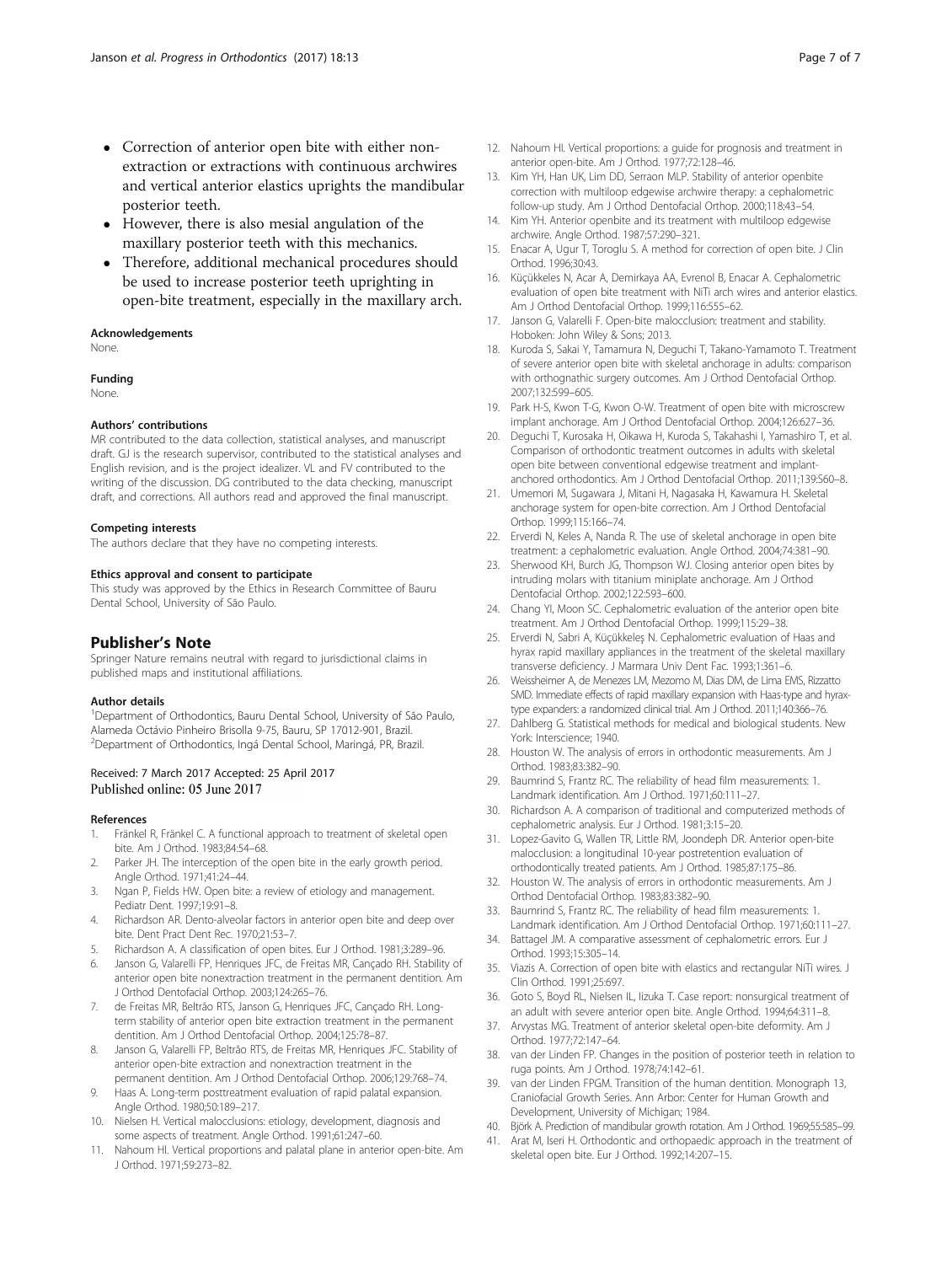- Correction of anterior open bite with either non-extraction or extractions with continuous archwires and vertical anterior elastics uprights the mandibular posterior teeth.
- However, there is also mesial angulation of the maxillary posterior teeth with this mechanics.
- Therefore, additional mechanical procedures should be used to increase posterior teeth uprighting in open-bite treatment, especially in the maxillary arch.

#### Acknowledgements
None.

#### Funding
None.

#### Authors' contributions
MR contributed to the data collection, statistical analyses, and manuscript draft. GJ is the research supervisor, contributed to the statistical analyses and English revision, and is the project idealizer. VL and FV contributed to the writing of the discussion. DG contributed to the data checking, manuscript draft, and corrections. All authors read and approved the final manuscript.

#### Competing interests
The authors declare that they have no competing interests.

#### Ethics approval and consent to participate
This study was approved by the Ethics in Research Committee of Bauru Dental School, University of São Paulo.

## Publisher's Note
Springer Nature remains neutral with regard to jurisdictional claims in published maps and institutional affiliations.

#### Author details
[1]Department of Orthodontics, Bauru Dental School, University of São Paulo, Alameda Octávio Pinheiro Brisolla 9-75, Bauru, SP 17012-901, Brazil. [2]Department of Orthodontics, Ingá Dental School, Maringá, PR, Brazil.

Received: 7 March 2017 Accepted: 25 April 2017
Published online: 05 June 2017

#### References
1. Fränkel R, Fränkel C. A functional approach to treatment of skeletal open bite. Am J Orthod. 1983;84:54–68.
2. Parker JH. The interception of the open bite in the early growth period. Angle Orthod. 1971;41:24–44.
3. Ngan P, Fields HW. Open bite: a review of etiology and management. Pediatr Dent. 1997;19:91–8.
4. Richardson AR. Dento-alveolar factors in anterior open bite and deep over bite. Dent Pract Dent Rec. 1970;21:53–7.
5. Richardson A. A classification of open bites. Eur J Orthod. 1981;3:289–96.
6. Janson G, Valarelli FP, Henriques JFC, de Freitas MR, Cançado RH. Stability of anterior open bite nonextraction treatment in the permanent dentition. Am J Orthod Dentofacial Orthop. 2003;124:265–76.
7. de Freitas MR, Beltrão RTS, Janson G, Henriques JFC, Cançado RH. Long-term stability of anterior open bite extraction treatment in the permanent dentition. Am J Orthod Dentofacial Orthop. 2004;125:78–87.
8. Janson G, Valarelli FP, Beltrão RTS, de Freitas MR, Henriques JFC. Stability of anterior open-bite extraction and nonextraction treatment in the permanent dentition. Am J Orthod Dentofacial Orthop. 2006;129:768–74.
9. Haas A. Long-term posttreatment evaluation of rapid palatal expansion. Angle Orthod. 1980;50:189–217.
10. Nielsen H. Vertical malocclusions: etiology, development, diagnosis and some aspects of treatment. Angle Orthod. 1991;61:247–60.
11. Nahoum HI. Vertical proportions and palatal plane in anterior open-bite. Am J Orthod. 1971;59:273–82.
12. Nahoum HI. Vertical proportions: a guide for prognosis and treatment in anterior open-bite. Am J Orthod. 1977;72:128–46.
13. Kim YH, Han UK, Lim DD, Serraon MLP. Stability of anterior openbite correction with multiloop edgewise archwire therapy: a cephalometric follow-up study. Am J Orthod Dentofacial Orthop. 2000;118:43–54.
14. Kim YH. Anterior openbite and its treatment with multiloop edgewise archwire. Angle Orthod. 1987;57:290–321.
15. Enacar A, Ugur T, Toroglu S. A method for correction of open bite. J Clin Orthod. 1996;30:43.
16. Küçükkeles N, Acar A, Demirkaya AA, Evrenol B, Enacar A. Cephalometric evaluation of open bite treatment with NiTi arch wires and anterior elastics. Am J Orthod Dentofacial Orthop. 1999;116:555–62.
17. Janson G, Valarelli F. Open-bite malocclusion: treatment and stability. Hoboken: John Wiley & Sons; 2013.
18. Kuroda S, Sakai Y, Tamamura N, Deguchi T, Takano-Yamamoto T. Treatment of severe anterior open bite with skeletal anchorage in adults: comparison with orthognathic surgery outcomes. Am J Orthod Dentofacial Orthop. 2007;132:599–605.
19. Park H-S, Kwon T-G, Kwon O-W. Treatment of open bite with microscrew implant anchorage. Am J Orthod Dentofacial Orthop. 2004;126:627–36.
20. Deguchi T, Kurosaka H, Oikawa H, Kuroda S, Takahashi I, Yamashiro T, et al. Comparison of orthodontic treatment outcomes in adults with skeletal open bite between conventional edgewise treatment and implant-anchored orthodontics. Am J Orthod Dentofacial Orthop. 2011;139:S60–8.
21. Umemori M, Sugawara J, Mitani H, Nagasaka H, Kawamura H. Skeletal anchorage system for open-bite correction. Am J Orthod Dentofacial Orthop. 1999;115:166–74.
22. Erverdi N, Keles A, Nanda R. The use of skeletal anchorage in open bite treatment: a cephalometric evaluation. Angle Orthod. 2004;74:381–90.
23. Sherwood KH, Burch JG, Thompson WJ. Closing anterior open bites by intruding molars with titanium miniplate anchorage. Am J Orthod Dentofacial Orthop. 2002;122:593–600.
24. Chang YI, Moon SC. Cephalometric evaluation of the anterior open bite treatment. Am J Orthod Dentofacial Orthop. 1999;115:29–38.
25. Erverdi N, Sabri A, Küçükkeleş N. Cephalometric evaluation of Haas and hyrax rapid maxillary appliances in the treatment of the skeletal maxillary transverse deficiency. J Marmara Univ Dent Fac. 1993;1:361–6.
26. Weissheimer A, de Menezes LM, Mezomo M, Dias DM, de Lima EMS, Rizzatto SMD. Immediate effects of rapid maxillary expansion with Haas-type and hyrax-type expanders: a randomized clinical trial. Am J Orthod. 2011;140:366–76.
27. Dahlberg G. Statistical methods for medical and biological students. New York: Interscience; 1940.
28. Houston W. The analysis of errors in orthodontic measurements. Am J Orthod. 1983;83:382–90.
29. Baumrind S, Frantz RC. The reliability of head film measurements: 1. Landmark identification. Am J Orthod. 1971;60:111–27.
30. Richardson A. A comparison of traditional and computerized methods of cephalometric analysis. Eur J Orthod. 1981;3:15–20.
31. Lopez-Gavito G, Wallen TR, Little RM, Joondeph DR. Anterior open-bite malocclusion: a longitudinal 10-year postretention evaluation of orthodontically treated patients. Am J Orthod. 1985;87:175–86.
32. Houston W. The analysis of errors in orthodontic measurements. Am J Orthod Dentofacial Orthop. 1983;83:382–90.
33. Baumrind S, Frantz RC. The reliability of head film measurements: 1. Landmark identification. Am J Orthod Dentofacial Orthop. 1971;60:111–27.
34. Battagel JM. A comparative assessment of cephalometric errors. Eur J Orthod. 1993;15:305–14.
35. Viazis A. Correction of open bite with elastics and rectangular NiTi wires. J Clin Orthod. 1991;25:697.
36. Goto S, Boyd RL, Nielsen IL, Iizuka T. Case report: nonsurgical treatment of an adult with severe anterior open bite. Angle Orthod. 1994;64:311–8.
37. Arvystas MG. Treatment of anterior skeletal open-bite deformity. Am J Orthod. 1977;72:147–64.
38. van der Linden FP. Changes in the position of posterior teeth in relation to ruga points. Am J Orthod. 1978;74:142–61.
39. van der Linden FPGM. Transition of the human dentition. Monograph 13, Craniofacial Growth Series. Ann Arbor: Center for Human Growth and Development, University of Michigan; 1984.
40. Björk A. Prediction of mandibular growth rotation. Am J Orthod. 1969;55:585–99.
41. Arat M, Iseri H. Orthodontic and orthopaedic approach in the treatment of skeletal open bite. Eur J Orthod. 1992;14:207–15.